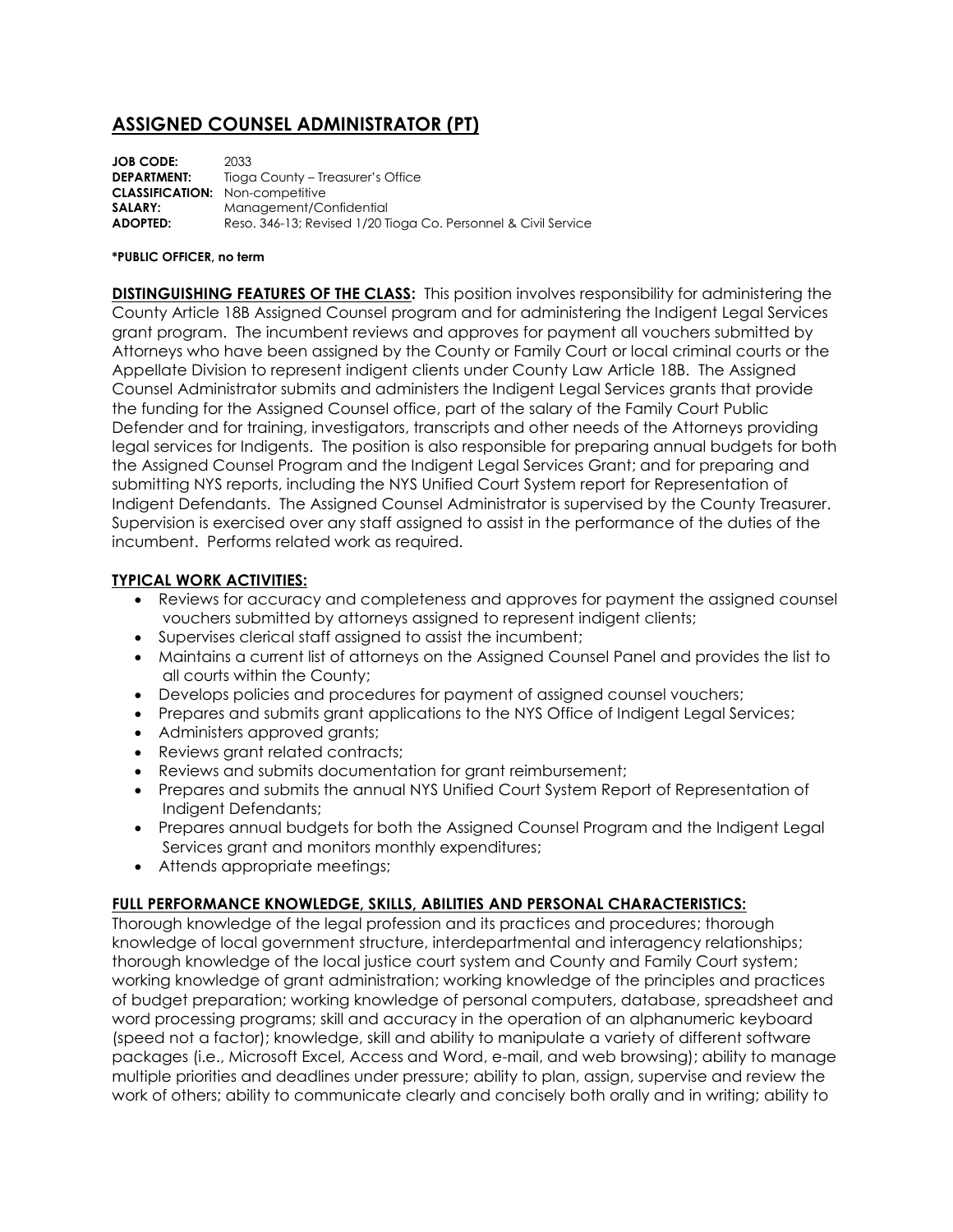# ASSIGNED COUNSEL ADMINISTRATOR (PT)

**JOB CODE:** 2033
**DEPARTMENT:** Tioga County – Treasurer's Office
**CLASSIFICATION:** Non-competitive
**SALARY:** Management/Confidential
**ADOPTED:** Reso. 346-13; Revised 1/20 Tioga Co. Personnel & Civil Service

***PUBLIC OFFICER, no term**

**DISTINGUISHING FEATURES OF THE CLASS:** This position involves responsibility for administering the County Article 18B Assigned Counsel program and for administering the Indigent Legal Services grant program. The incumbent reviews and approves for payment all vouchers submitted by Attorneys who have been assigned by the County or Family Court or local criminal courts or the Appellate Division to represent indigent clients under County Law Article 18B. The Assigned Counsel Administrator submits and administers the Indigent Legal Services grants that provide the funding for the Assigned Counsel office, part of the salary of the Family Court Public Defender and for training, investigators, transcripts and other needs of the Attorneys providing legal services for Indigents. The position is also responsible for preparing annual budgets for both the Assigned Counsel Program and the Indigent Legal Services Grant; and for preparing and submitting NYS reports, including the NYS Unified Court System report for Representation of Indigent Defendants. The Assigned Counsel Administrator is supervised by the County Treasurer. Supervision is exercised over any staff assigned to assist in the performance of the duties of the incumbent. Performs related work as required.

**TYPICAL WORK ACTIVITIES:**

- Reviews for accuracy and completeness and approves for payment the assigned counsel vouchers submitted by attorneys assigned to represent indigent clients;
- Supervises clerical staff assigned to assist the incumbent;
- Maintains a current list of attorneys on the Assigned Counsel Panel and provides the list to all courts within the County;
- Develops policies and procedures for payment of assigned counsel vouchers;
- Prepares and submits grant applications to the NYS Office of Indigent Legal Services;
- Administers approved grants;
- Reviews grant related contracts;
- Reviews and submits documentation for grant reimbursement;
- Prepares and submits the annual NYS Unified Court System Report of Representation of Indigent Defendants;
- Prepares annual budgets for both the Assigned Counsel Program and the Indigent Legal Services grant and monitors monthly expenditures;
- Attends appropriate meetings;

**FULL PERFORMANCE KNOWLEDGE, SKILLS, ABILITIES AND PERSONAL CHARACTERISTICS:**

Thorough knowledge of the legal profession and its practices and procedures; thorough knowledge of local government structure, interdepartmental and interagency relationships; thorough knowledge of the local justice court system and County and Family Court system; working knowledge of grant administration; working knowledge of the principles and practices of budget preparation; working knowledge of personal computers, database, spreadsheet and word processing programs; skill and accuracy in the operation of an alphanumeric keyboard (speed not a factor); knowledge, skill and ability to manipulate a variety of different software packages (i.e., Microsoft Excel, Access and Word, e-mail, and web browsing); ability to manage multiple priorities and deadlines under pressure; ability to plan, assign, supervise and review the work of others; ability to communicate clearly and concisely both orally and in writing; ability to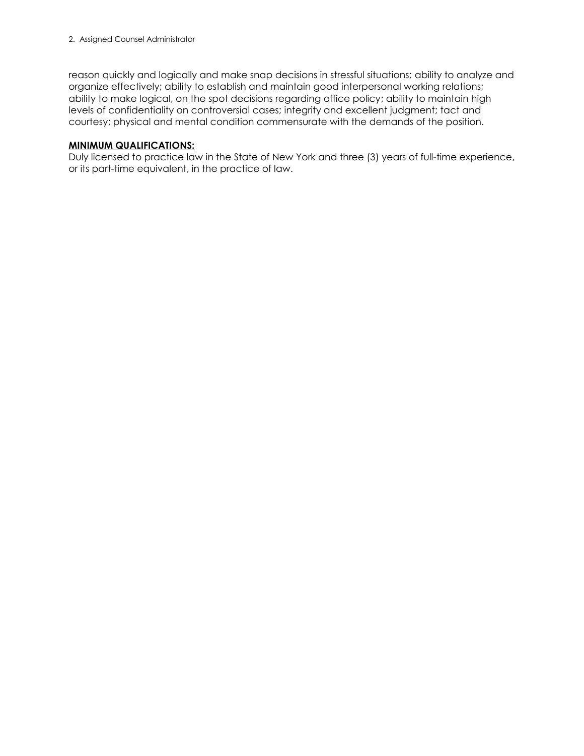reason quickly and logically and make snap decisions in stressful situations; ability to analyze and organize effectively; ability to establish and maintain good interpersonal working relations; ability to make logical, on the spot decisions regarding office policy; ability to maintain high levels of confidentiality on controversial cases; integrity and excellent judgment; tact and courtesy; physical and mental condition commensurate with the demands of the position.

**MINIMUM QUALIFICATIONS:**

Duly licensed to practice law in the State of New York and three (3) years of full-time experience, or its part-time equivalent, in the practice of law.